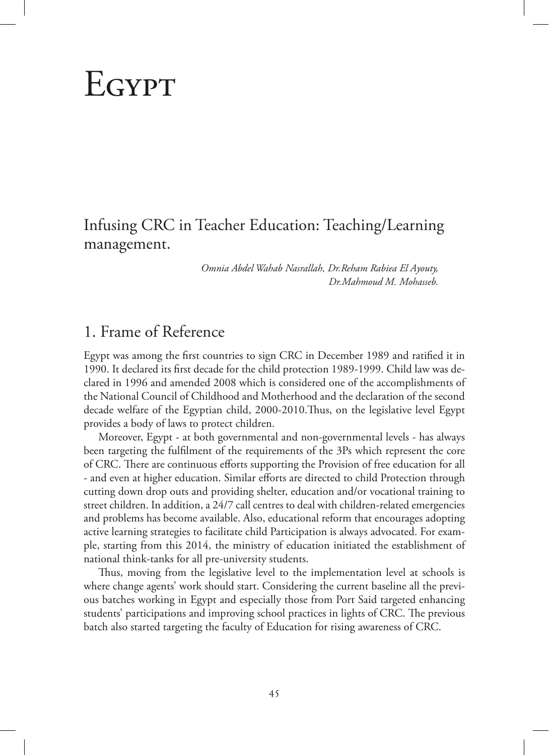# Egypt

## Infusing CRC in Teacher Education: Teaching/Learning management.

*Omnia Abdel Wahab Nasrallah, Dr.Reham Rabiea El Ayouty, Dr.Mahmoud M. Mohasseb.*

## 1. Frame of Reference

Egypt was among the first countries to sign CRC in December 1989 and ratified it in 1990. It declared its first decade for the child protection 1989-1999. Child law was declared in 1996 and amended 2008 which is considered one of the accomplishments of the National Council of Childhood and Motherhood and the declaration of the second decade welfare of the Egyptian child, 2000-2010.Thus, on the legislative level Egypt provides a body of laws to protect children.

Moreover, Egypt - at both governmental and non-governmental levels - has always been targeting the fulfilment of the requirements of the 3Ps which represent the core of CRC. There are continuous efforts supporting the Provision of free education for all - and even at higher education. Similar efforts are directed to child Protection through cutting down drop outs and providing shelter, education and/or vocational training to street children. In addition, a 24/7 call centres to deal with children-related emergencies and problems has become available. Also, educational reform that encourages adopting active learning strategies to facilitate child Participation is always advocated. For example, starting from this 2014, the ministry of education initiated the establishment of national think-tanks for all pre-university students.

Thus, moving from the legislative level to the implementation level at schools is where change agents' work should start. Considering the current baseline all the previous batches working in Egypt and especially those from Port Said targeted enhancing students' participations and improving school practices in lights of CRC. The previous batch also started targeting the faculty of Education for rising awareness of CRC.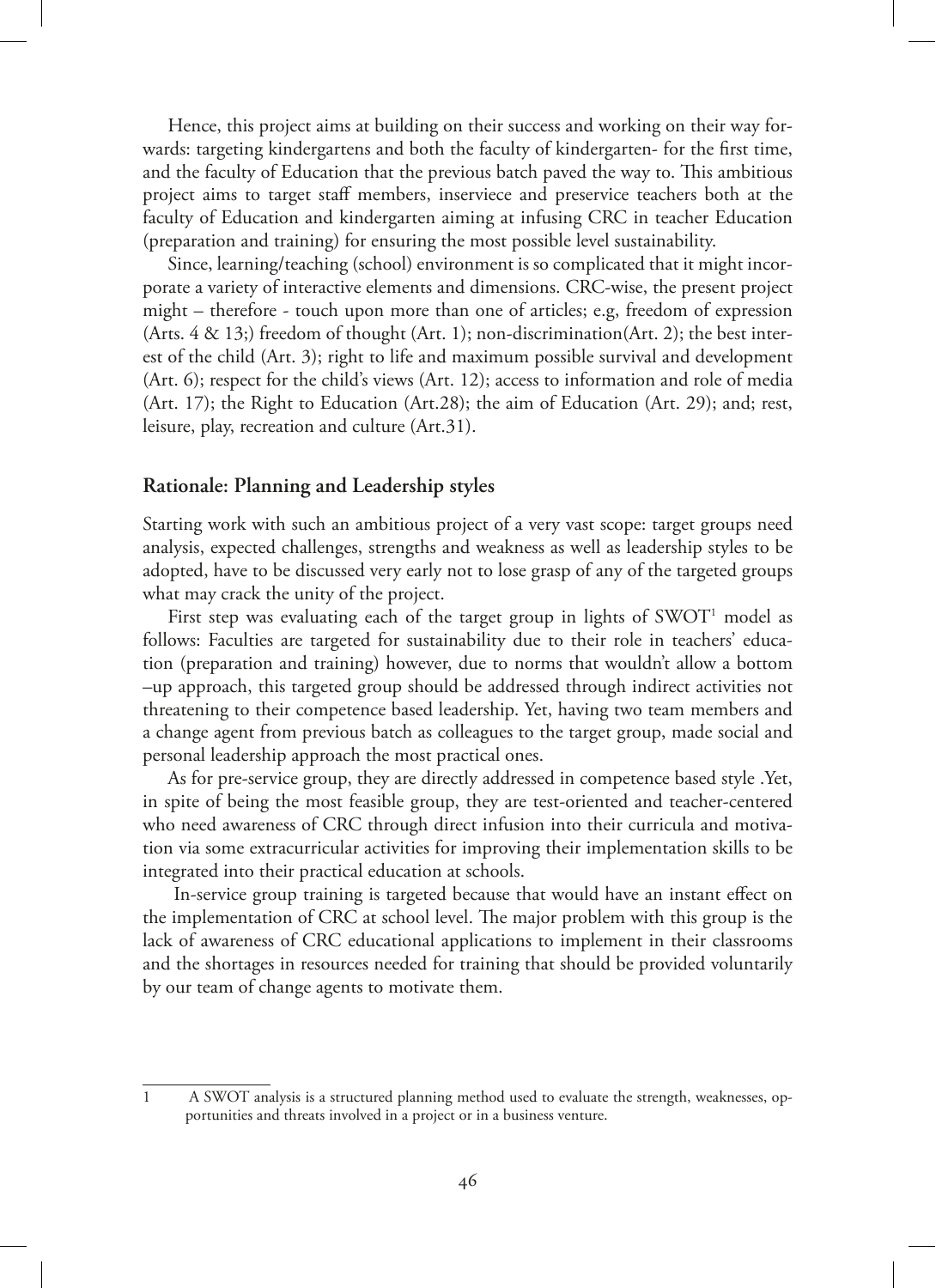Hence, this project aims at building on their success and working on their way forwards: targeting kindergartens and both the faculty of kindergarten- for the first time, and the faculty of Education that the previous batch paved the way to. This ambitious project aims to target staff members, inserviece and preservice teachers both at the faculty of Education and kindergarten aiming at infusing CRC in teacher Education (preparation and training) for ensuring the most possible level sustainability.

Since, learning/teaching (school) environment is so complicated that it might incorporate a variety of interactive elements and dimensions. CRC-wise, the present project might – therefore - touch upon more than one of articles; e.g, freedom of expression (Arts. 4 & 13;) freedom of thought (Art. 1); non-discrimination(Art. 2); the best interest of the child (Art. 3); right to life and maximum possible survival and development (Art. 6); respect for the child's views (Art. 12); access to information and role of media (Art. 17); the Right to Education (Art.28); the aim of Education (Art. 29); and; rest, leisure, play, recreation and culture (Art.31).

## Rationale: Planning and Leadership styles

Starting work with such an ambitious project of a very vast scope: target groups need analysis, expected challenges, strengths and weakness as well as leadership styles to be adopted, have to be discussed very early not to lose grasp of any of the targeted groups what may crack the unity of the project.

First step was evaluating each of the target group in lights of SWOT[1] model as follows: Faculties are targeted for sustainability due to their role in teachers' education (preparation and training) however, due to norms that wouldn't allow a bottom –up approach, this targeted group should be addressed through indirect activities not threatening to their competence based leadership. Yet, having two team members and a change agent from previous batch as colleagues to the target group, made social and personal leadership approach the most practical ones.

As for pre-service group, they are directly addressed in competence based style .Yet, in spite of being the most feasible group, they are test-oriented and teacher-centered who need awareness of CRC through direct infusion into their curricula and motivation via some extracurricular activities for improving their implementation skills to be integrated into their practical education at schools.

In-service group training is targeted because that would have an instant effect on the implementation of CRC at school level. The major problem with this group is the lack of awareness of CRC educational applications to implement in their classrooms and the shortages in resources needed for training that should be provided voluntarily by our team of change agents to motivate them.

---

1 A SWOT analysis is a structured planning method used to evaluate the strength, weaknesses, opportunities and threats involved in a project or in a business venture.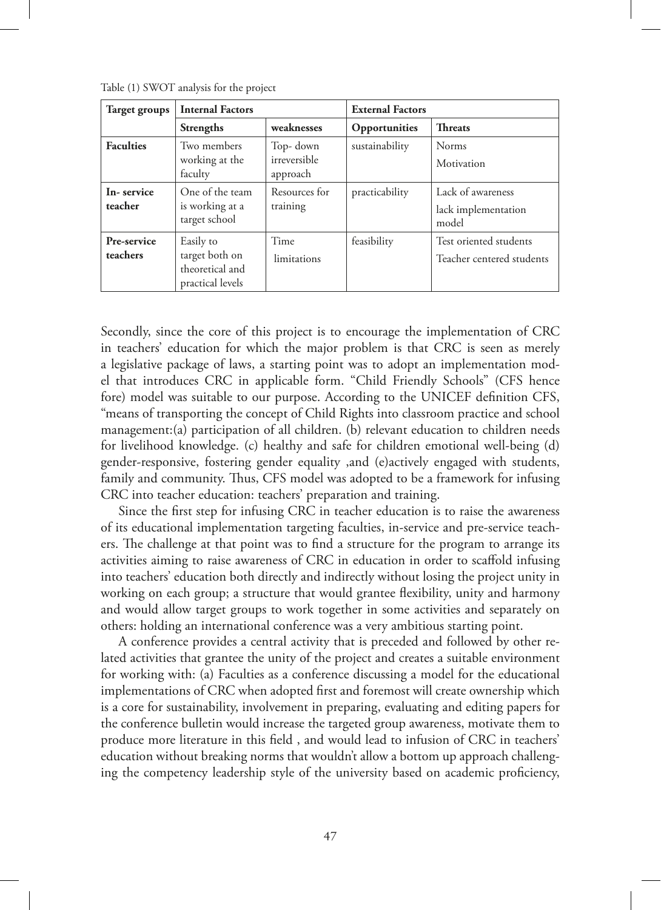Table (1) SWOT analysis for the project

| Target groups | Internal Factors | | External Factors | |
|---|---|---|---|---|
| | **Strengths** | **weaknesses** | **Opportunities** | **Threats** |
| **Faculties** | Two members working at the faculty | Top- down irreversible approach | sustainability | Norms<br>Motivation |
| **In- service teacher** | One of the team is working at a target school | Resources for training | practicability | Lack of awareness<br>lack implementation model |
| **Pre-service teachers** | Easily to target both on theoretical and practical levels | Time limitations | feasibility | Test oriented students<br>Teacher centered students |

Secondly, since the core of this project is to encourage the implementation of CRC in teachers' education for which the major problem is that CRC is seen as merely a legislative package of laws, a starting point was to adopt an implementation model that introduces CRC in applicable form. "Child Friendly Schools" (CFS hence fore) model was suitable to our purpose. According to the UNICEF definition CFS, "means of transporting the concept of Child Rights into classroom practice and school management:(a) participation of all children. (b) relevant education to children needs for livelihood knowledge. (c) healthy and safe for children emotional well-being (d) gender-responsive, fostering gender equality ,and (e)actively engaged with students, family and community. Thus, CFS model was adopted to be a framework for infusing CRC into teacher education: teachers' preparation and training.

Since the first step for infusing CRC in teacher education is to raise the awareness of its educational implementation targeting faculties, in-service and pre-service teachers. The challenge at that point was to find a structure for the program to arrange its activities aiming to raise awareness of CRC in education in order to scaffold infusing into teachers' education both directly and indirectly without losing the project unity in working on each group; a structure that would grantee flexibility, unity and harmony and would allow target groups to work together in some activities and separately on others: holding an international conference was a very ambitious starting point.

A conference provides a central activity that is preceded and followed by other related activities that grantee the unity of the project and creates a suitable environment for working with: (a) Faculties as a conference discussing a model for the educational implementations of CRC when adopted first and foremost will create ownership which is a core for sustainability, involvement in preparing, evaluating and editing papers for the conference bulletin would increase the targeted group awareness, motivate them to produce more literature in this field , and would lead to infusion of CRC in teachers' education without breaking norms that wouldn't allow a bottom up approach challenging the competency leadership style of the university based on academic proficiency,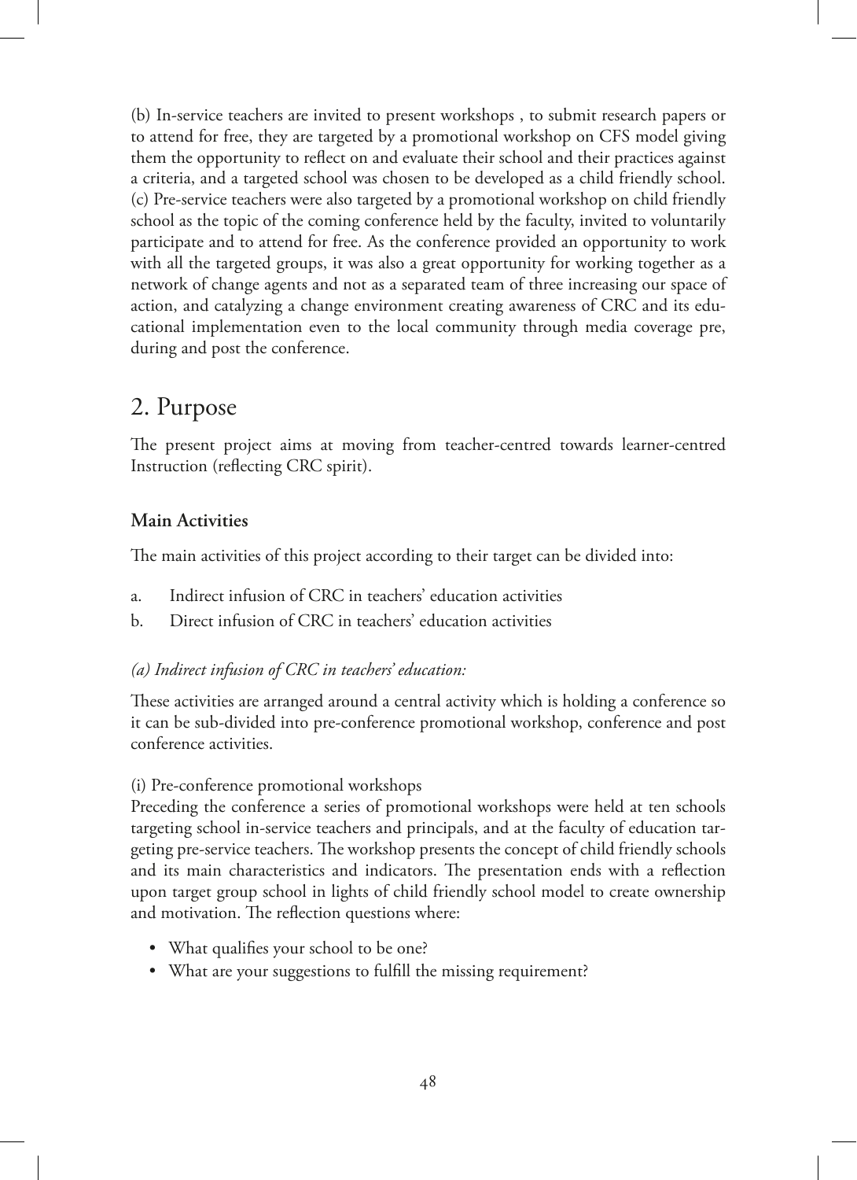(b) In-service teachers are invited to present workshops , to submit research papers or to attend for free, they are targeted by a promotional workshop on CFS model giving them the opportunity to reflect on and evaluate their school and their practices against a criteria, and a targeted school was chosen to be developed as a child friendly school. (c) Pre-service teachers were also targeted by a promotional workshop on child friendly school as the topic of the coming conference held by the faculty, invited to voluntarily participate and to attend for free. As the conference provided an opportunity to work with all the targeted groups, it was also a great opportunity for working together as a network of change agents and not as a separated team of three increasing our space of action, and catalyzing a change environment creating awareness of CRC and its educational implementation even to the local community through media coverage pre, during and post the conference.

## 2. Purpose

The present project aims at moving from teacher-centred towards learner-centred Instruction (reflecting CRC spirit).

### Main Activities

The main activities of this project according to their target can be divided into:

a. Indirect infusion of CRC in teachers' education activities
b. Direct infusion of CRC in teachers' education activities

*(a) Indirect infusion of CRC in teachers' education:*

These activities are arranged around a central activity which is holding a conference so it can be sub-divided into pre-conference promotional workshop, conference and post conference activities.

(i) Pre-conference promotional workshops
Preceding the conference a series of promotional workshops were held at ten schools targeting school in-service teachers and principals, and at the faculty of education targeting pre-service teachers. The workshop presents the concept of child friendly schools and its main characteristics and indicators. The presentation ends with a reflection upon target group school in lights of child friendly school model to create ownership and motivation. The reflection questions where:

- What qualifies your school to be one?
- What are your suggestions to fulfill the missing requirement?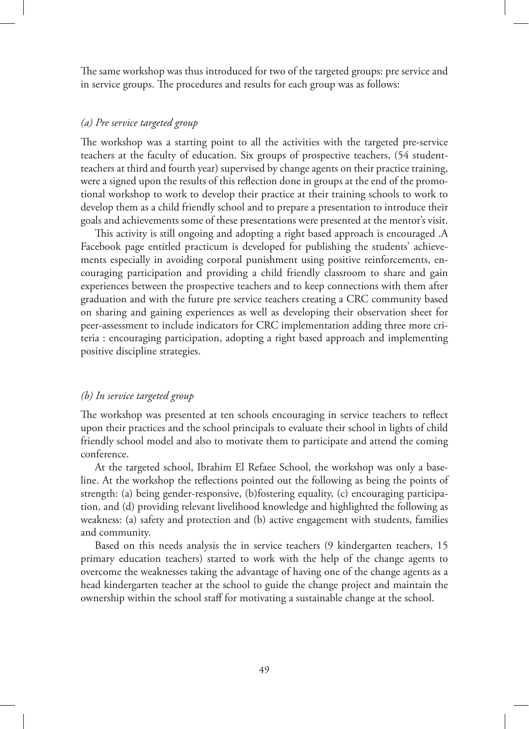The same workshop was thus introduced for two of the targeted groups: pre service and in service groups. The procedures and results for each group was as follows:

*(a) Pre service targeted group*

The workshop was a starting point to all the activities with the targeted pre-service teachers at the faculty of education. Six groups of prospective teachers, (54 student-teachers at third and fourth year) supervised by change agents on their practice training, were a signed upon the results of this reflection done in groups at the end of the promotional workshop to work to develop their practice at their training schools to work to develop them as a child friendly school and to prepare a presentation to introduce their goals and achievements some of these presentations were presented at the mentor's visit.

This activity is still ongoing and adopting a right based approach is encouraged .A Facebook page entitled practicum is developed for publishing the students' achievements especially in avoiding corporal punishment using positive reinforcements, encouraging participation and providing a child friendly classroom to share and gain experiences between the prospective teachers and to keep connections with them after graduation and with the future pre service teachers creating a CRC community based on sharing and gaining experiences as well as developing their observation sheet for peer-assessment to include indicators for CRC implementation adding three more criteria : encouraging participation, adopting a right based approach and implementing positive discipline strategies.

*(b) In service targeted group*

The workshop was presented at ten schools encouraging in service teachers to reflect upon their practices and the school principals to evaluate their school in lights of child friendly school model and also to motivate them to participate and attend the coming conference.

At the targeted school, Ibrahim El Refaee School, the workshop was only a baseline. At the workshop the reflections pointed out the following as being the points of strength: (a) being gender-responsive, (b)fostering equality, (c) encouraging participation, and (d) providing relevant livelihood knowledge and highlighted the following as weakness: (a) safety and protection and (b) active engagement with students, families and community.

Based on this needs analysis the in service teachers (9 kindergarten teachers, 15 primary education teachers) started to work with the help of the change agents to overcome the weaknesses taking the advantage of having one of the change agents as a head kindergarten teacher at the school to guide the change project and maintain the ownership within the school staff for motivating a sustainable change at the school.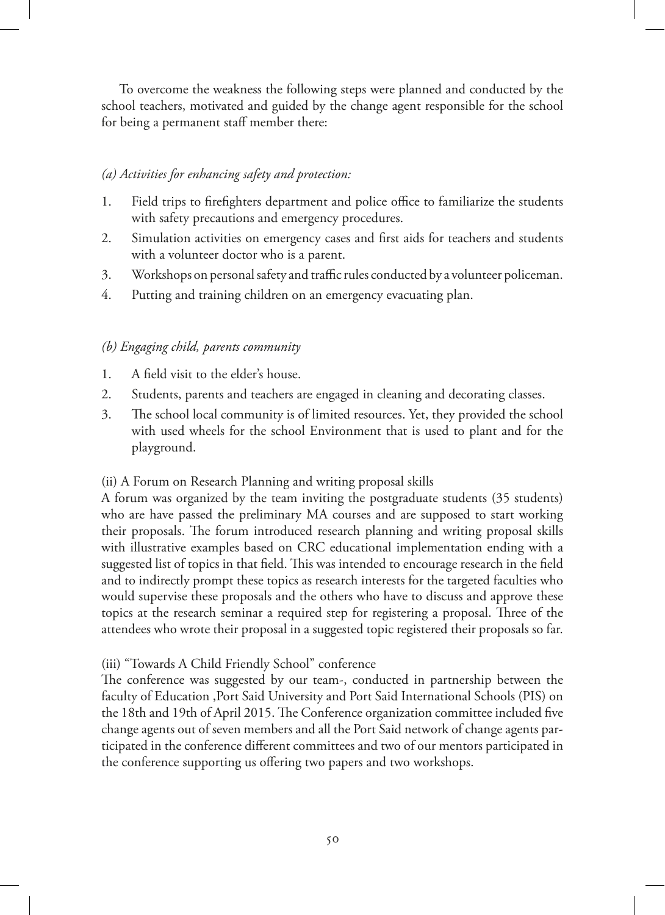To overcome the weakness the following steps were planned and conducted by the school teachers, motivated and guided by the change agent responsible for the school for being a permanent staff member there:

*(a) Activities for enhancing safety and protection:*

1. Field trips to firefighters department and police office to familiarize the students with safety precautions and emergency procedures.
2. Simulation activities on emergency cases and first aids for teachers and students with a volunteer doctor who is a parent.
3. Workshops on personal safety and traffic rules conducted by a volunteer policeman.
4. Putting and training children on an emergency evacuating plan.

*(b) Engaging child, parents community*

1. A field visit to the elder's house.
2. Students, parents and teachers are engaged in cleaning and decorating classes.
3. The school local community is of limited resources. Yet, they provided the school with used wheels for the school Environment that is used to plant and for the playground.

(ii) A Forum on Research Planning and writing proposal skills

A forum was organized by the team inviting the postgraduate students (35 students) who are have passed the preliminary MA courses and are supposed to start working their proposals. The forum introduced research planning and writing proposal skills with illustrative examples based on CRC educational implementation ending with a suggested list of topics in that field. This was intended to encourage research in the field and to indirectly prompt these topics as research interests for the targeted faculties who would supervise these proposals and the others who have to discuss and approve these topics at the research seminar a required step for registering a proposal. Three of the attendees who wrote their proposal in a suggested topic registered their proposals so far.

(iii) "Towards A Child Friendly School" conference

The conference was suggested by our team-, conducted in partnership between the faculty of Education ,Port Said University and Port Said International Schools (PIS) on the 18th and 19th of April 2015. The Conference organization committee included five change agents out of seven members and all the Port Said network of change agents participated in the conference different committees and two of our mentors participated in the conference supporting us offering two papers and two workshops.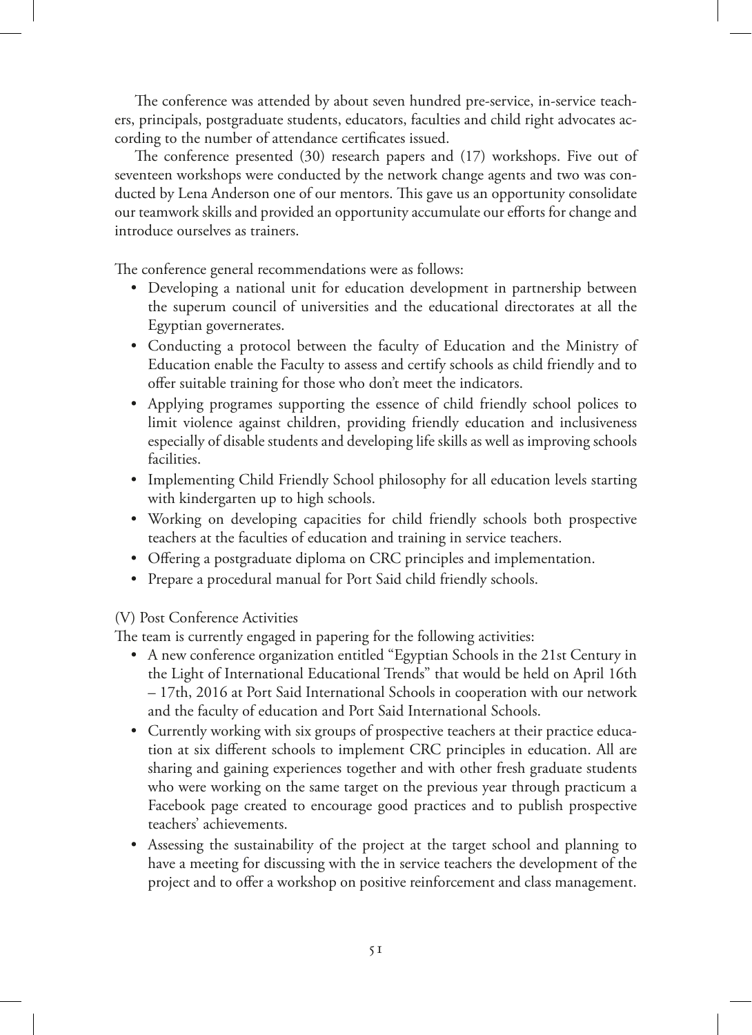The conference was attended by about seven hundred pre-service, in-service teachers, principals, postgraduate students, educators, faculties and child right advocates according to the number of attendance certificates issued.

The conference presented (30) research papers and (17) workshops. Five out of seventeen workshops were conducted by the network change agents and two was conducted by Lena Anderson one of our mentors. This gave us an opportunity consolidate our teamwork skills and provided an opportunity accumulate our efforts for change and introduce ourselves as trainers.

The conference general recommendations were as follows:

- Developing a national unit for education development in partnership between the superum council of universities and the educational directorates at all the Egyptian governerates.
- Conducting a protocol between the faculty of Education and the Ministry of Education enable the Faculty to assess and certify schools as child friendly and to offer suitable training for those who don't meet the indicators.
- Applying programes supporting the essence of child friendly school polices to limit violence against children, providing friendly education and inclusiveness especially of disable students and developing life skills as well as improving schools facilities.
- Implementing Child Friendly School philosophy for all education levels starting with kindergarten up to high schools.
- Working on developing capacities for child friendly schools both prospective teachers at the faculties of education and training in service teachers.
- Offering a postgraduate diploma on CRC principles and implementation.
- Prepare a procedural manual for Port Said child friendly schools.

(V) Post Conference Activities

The team is currently engaged in papering for the following activities:

- A new conference organization entitled "Egyptian Schools in the 21st Century in the Light of International Educational Trends" that would be held on April 16th – 17th, 2016 at Port Said International Schools in cooperation with our network and the faculty of education and Port Said International Schools.
- Currently working with six groups of prospective teachers at their practice education at six different schools to implement CRC principles in education. All are sharing and gaining experiences together and with other fresh graduate students who were working on the same target on the previous year through practicum a Facebook page created to encourage good practices and to publish prospective teachers' achievements.
- Assessing the sustainability of the project at the target school and planning to have a meeting for discussing with the in service teachers the development of the project and to offer a workshop on positive reinforcement and class management.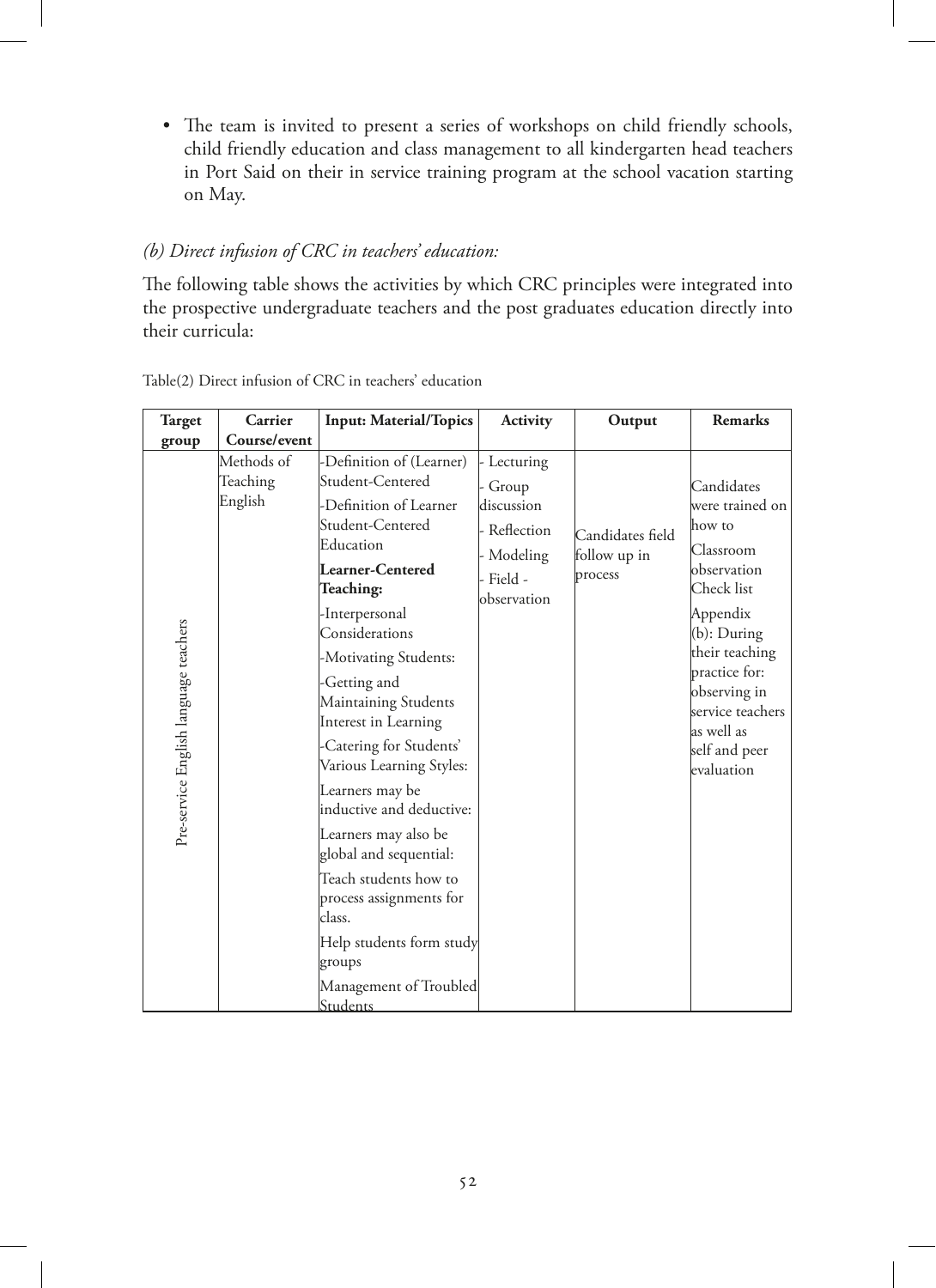- The team is invited to present a series of workshops on child friendly schools, child friendly education and class management to all kindergarten head teachers in Port Said on their in service training program at the school vacation starting on May.

*(b) Direct infusion of CRC in teachers' education:*

The following table shows the activities by which CRC principles were integrated into the prospective undergraduate teachers and the post graduates education directly into their curricula:

Table(2) Direct infusion of CRC in teachers' education

| Target group | Carrier Course/event | Input: Material/Topics | Activity | Output | Remarks |
|---|---|---|---|---|---|
| Pre-service English language teachers | Methods of Teaching English | -Definition of (Learner) Student-Centered<br>-Definition of Learner Student-Centered Education<br>**Learner-Centered Teaching:**<br>-Interpersonal Considerations<br>-Motivating Students:<br>-Getting and Maintaining Students Interest in Learning<br>-Catering for Students' Various Learning Styles:<br>Learners may be inductive and deductive:<br>Learners may also be global and sequential:<br>Teach students how to process assignments for class.<br>Help students form study groups<br>Management of Troubled Students | - Lecturing<br>- Group discussion<br>- Reflection<br>- Modeling<br>- Field - observation | Candidates field follow up in process | Candidates were trained on how to<br>Classroom observation Check list<br>Appendix (b): During their teaching practice for: observing in service teachers as well as self and peer evaluation |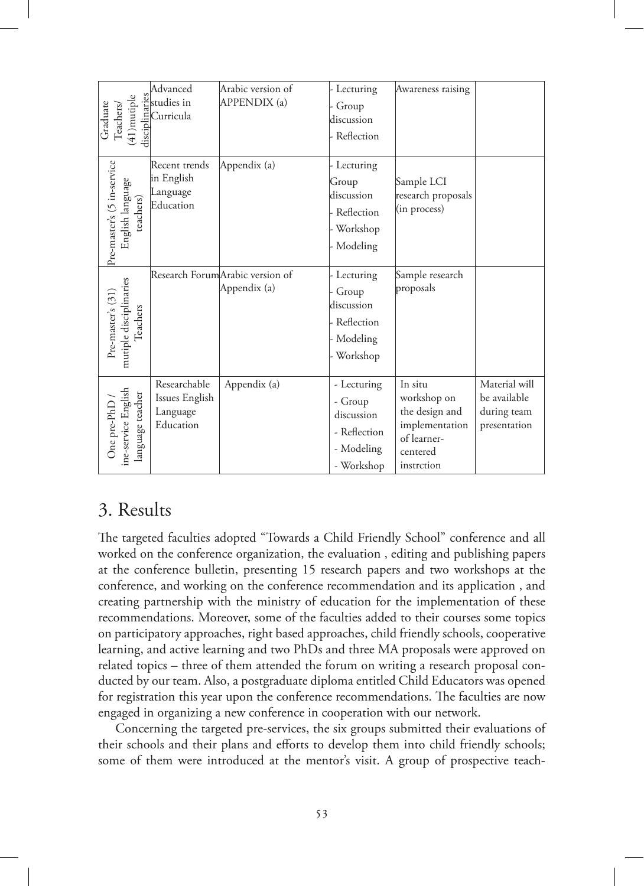| Graduate Teachers/ (41)mutiple disciplinaries | Advanced studies in Curricula | Arabic version of APPENDIX (a) | - Lecturing<br>- Group discussion<br>- Reflection | Awareness raising | |
|---|---|---|---|---|---|
| Pre-master's (5 in-service English language teachers) | Recent trends in English Language Education | Appendix (a) | - Lecturing<br>Group discussion<br>- Reflection<br>- Workshop<br>- Modeling | Sample LCI research proposals (in process) | |
| Pre-master's (31) mutiple disciplinaries Teachers | Research Forum | Arabic version of Appendix (a) | - Lecturing<br>- Group discussion<br>- Reflection<br>- Modeling<br>- Workshop | Sample research proposals | |
| One pre-PhD / ine-service English language teacher | Researchable Issues English Language Education | Appendix (a) | - Lecturing<br>- Group discussion<br>- Reflection<br>- Modeling<br>- Workshop | In situ workshop on the design and implementation of learner-centered instrction | Material will be available during team presentation |

## 3. Results

The targeted faculties adopted "Towards a Child Friendly School" conference and all worked on the conference organization, the evaluation , editing and publishing papers at the conference bulletin, presenting 15 research papers and two workshops at the conference, and working on the conference recommendation and its application , and creating partnership with the ministry of education for the implementation of these recommendations. Moreover, some of the faculties added to their courses some topics on participatory approaches, right based approaches, child friendly schools, cooperative learning, and active learning and two PhDs and three MA proposals were approved on related topics – three of them attended the forum on writing a research proposal conducted by our team. Also, a postgraduate diploma entitled Child Educators was opened for registration this year upon the conference recommendations. The faculties are now engaged in organizing a new conference in cooperation with our network.

Concerning the targeted pre-services, the six groups submitted their evaluations of their schools and their plans and efforts to develop them into child friendly schools; some of them were introduced at the mentor's visit. A group of prospective teach-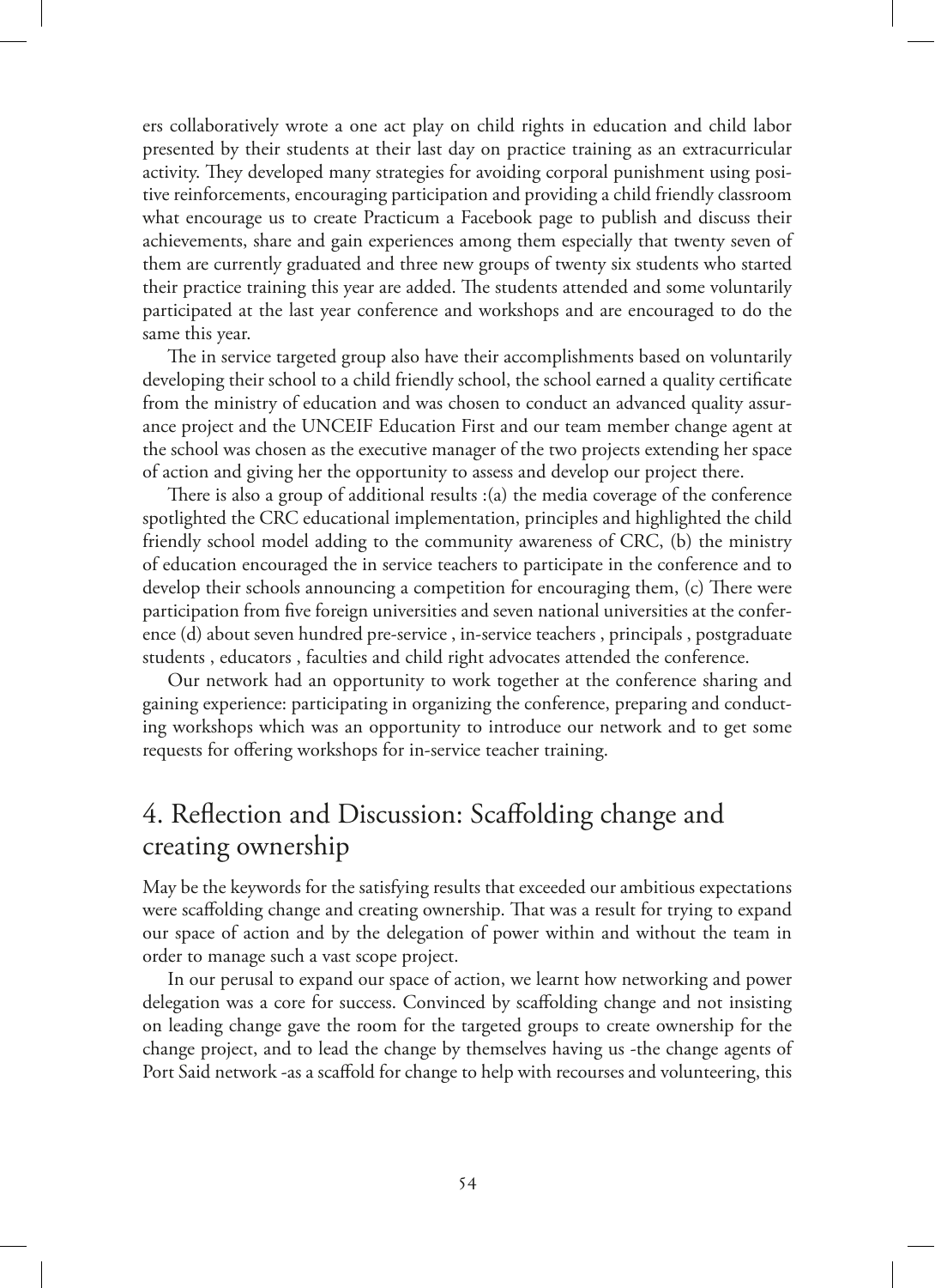ers collaboratively wrote a one act play on child rights in education and child labor presented by their students at their last day on practice training as an extracurricular activity. They developed many strategies for avoiding corporal punishment using positive reinforcements, encouraging participation and providing a child friendly classroom what encourage us to create Practicum a Facebook page to publish and discuss their achievements, share and gain experiences among them especially that twenty seven of them are currently graduated and three new groups of twenty six students who started their practice training this year are added. The students attended and some voluntarily participated at the last year conference and workshops and are encouraged to do the same this year.

The in service targeted group also have their accomplishments based on voluntarily developing their school to a child friendly school, the school earned a quality certificate from the ministry of education and was chosen to conduct an advanced quality assurance project and the UNCEIF Education First and our team member change agent at the school was chosen as the executive manager of the two projects extending her space of action and giving her the opportunity to assess and develop our project there.

There is also a group of additional results :(a) the media coverage of the conference spotlighted the CRC educational implementation, principles and highlighted the child friendly school model adding to the community awareness of CRC, (b) the ministry of education encouraged the in service teachers to participate in the conference and to develop their schools announcing a competition for encouraging them, (c) There were participation from five foreign universities and seven national universities at the conference (d) about seven hundred pre-service , in-service teachers , principals , postgraduate students , educators , faculties and child right advocates attended the conference.

Our network had an opportunity to work together at the conference sharing and gaining experience: participating in organizing the conference, preparing and conducting workshops which was an opportunity to introduce our network and to get some requests for offering workshops for in-service teacher training.

## 4. Reflection and Discussion: Scaffolding change and creating ownership

May be the keywords for the satisfying results that exceeded our ambitious expectations were scaffolding change and creating ownership. That was a result for trying to expand our space of action and by the delegation of power within and without the team in order to manage such a vast scope project.

In our perusal to expand our space of action, we learnt how networking and power delegation was a core for success. Convinced by scaffolding change and not insisting on leading change gave the room for the targeted groups to create ownership for the change project, and to lead the change by themselves having us -the change agents of Port Said network -as a scaffold for change to help with recourses and volunteering, this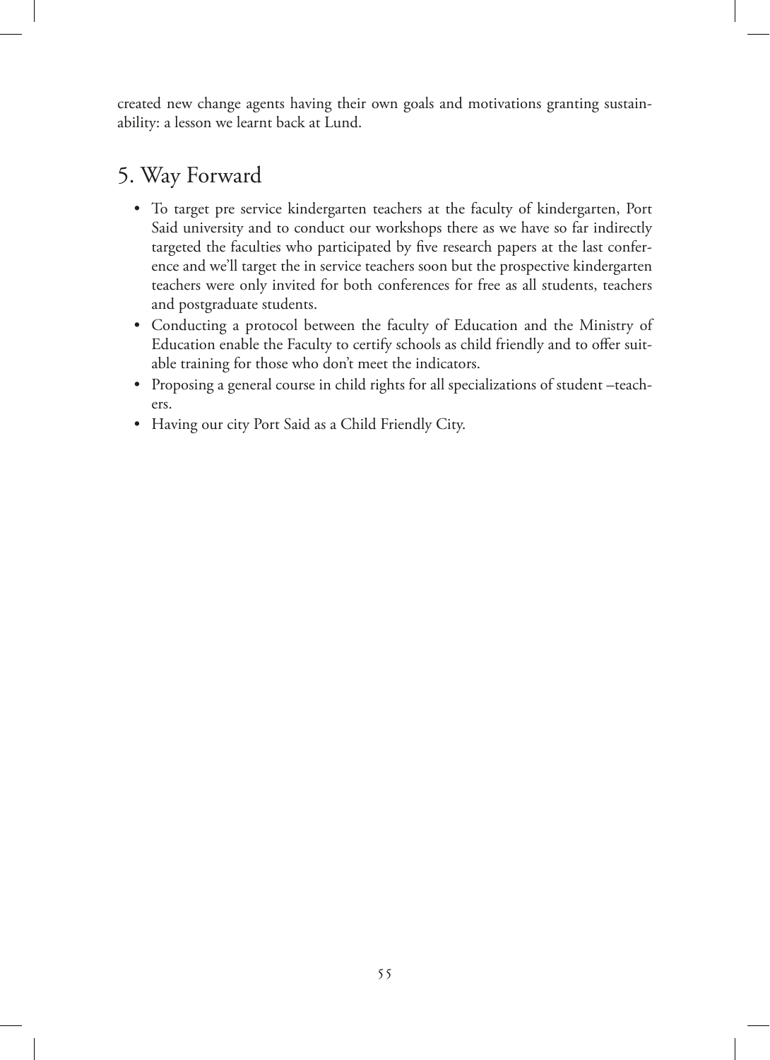created new change agents having their own goals and motivations granting sustainability: a lesson we learnt back at Lund.

## 5. Way Forward

- To target pre service kindergarten teachers at the faculty of kindergarten, Port Said university and to conduct our workshops there as we have so far indirectly targeted the faculties who participated by five research papers at the last conference and we'll target the in service teachers soon but the prospective kindergarten teachers were only invited for both conferences for free as all students, teachers and postgraduate students.
- Conducting a protocol between the faculty of Education and the Ministry of Education enable the Faculty to certify schools as child friendly and to offer suitable training for those who don't meet the indicators.
- Proposing a general course in child rights for all specializations of student –teachers.
- Having our city Port Said as a Child Friendly City.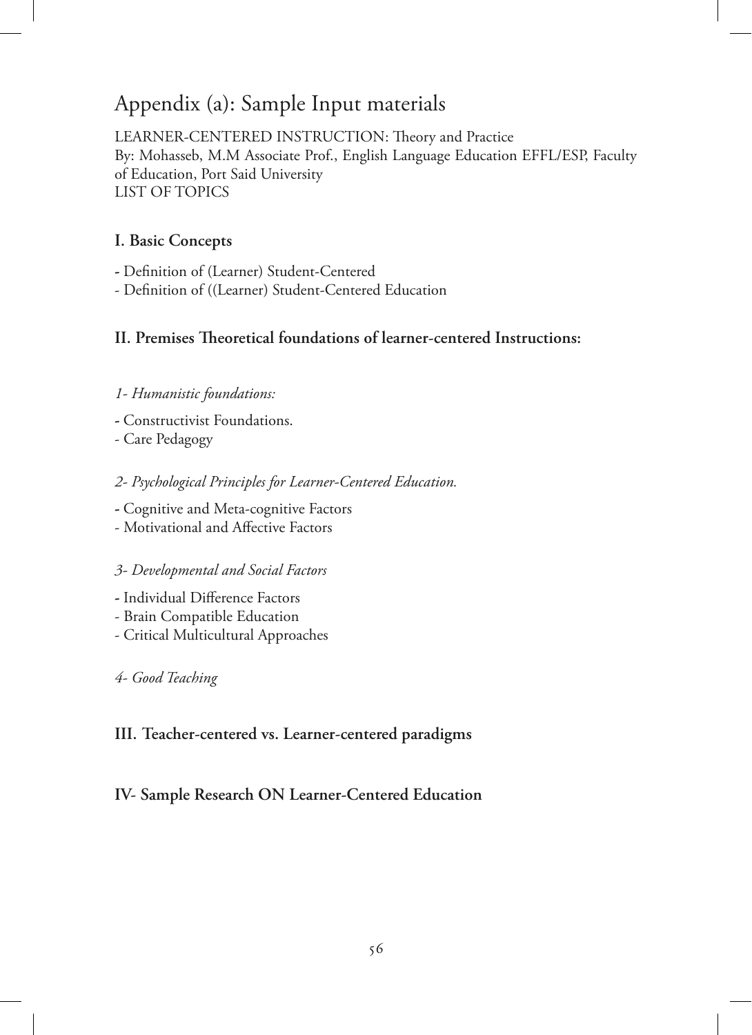# Appendix (a): Sample Input materials

LEARNER-CENTERED INSTRUCTION: Theory and Practice
By: Mohasseb, M.M Associate Prof., English Language Education EFFL/ESP, Faculty of Education, Port Said University
LIST OF TOPICS

**I. Basic Concepts**

- Definition of (Learner) Student-Centered
- Definition of ((Learner) Student-Centered Education

**II. Premises Theoretical foundations of learner-centered Instructions:**

*1- Humanistic foundations:*

- Constructivist Foundations.
- Care Pedagogy

*2- Psychological Principles for Learner-Centered Education.*

- Cognitive and Meta-cognitive Factors
- Motivational and Affective Factors

*3- Developmental and Social Factors*

- Individual Difference Factors
- Brain Compatible Education
- Critical Multicultural Approaches

*4- Good Teaching*

**III. Teacher-centered vs. Learner-centered paradigms**

**IV- Sample Research ON Learner-Centered Education**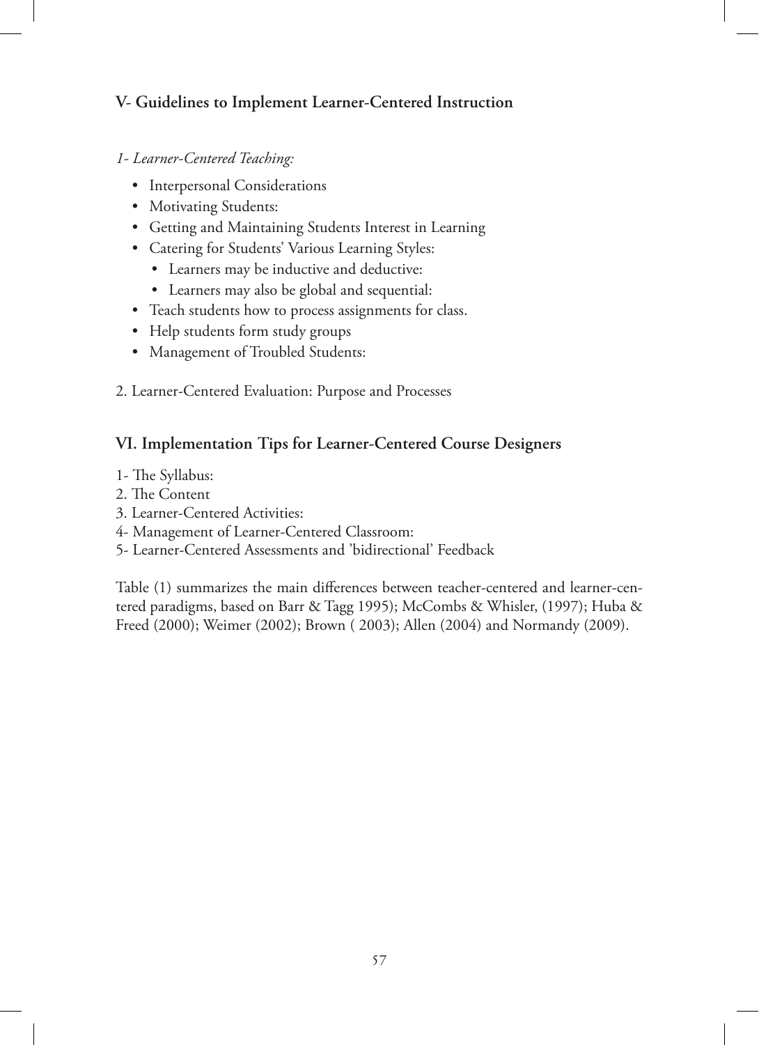## V- Guidelines to Implement Learner-Centered Instruction

*1- Learner-Centered Teaching:*

- Interpersonal Considerations
- Motivating Students:
- Getting and Maintaining Students Interest in Learning
- Catering for Students' Various Learning Styles:
  - Learners may be inductive and deductive:
  - Learners may also be global and sequential:
- Teach students how to process assignments for class.
- Help students form study groups
- Management of Troubled Students:

2. Learner-Centered Evaluation: Purpose and Processes

## VI. Implementation Tips for Learner-Centered Course Designers

1- The Syllabus:
2. The Content
3. Learner-Centered Activities:
4- Management of Learner-Centered Classroom:
5- Learner-Centered Assessments and 'bidirectional' Feedback

Table (1) summarizes the main differences between teacher-centered and learner-centered paradigms, based on Barr & Tagg 1995); McCombs & Whisler, (1997); Huba & Freed (2000); Weimer (2002); Brown ( 2003); Allen (2004) and Normandy (2009).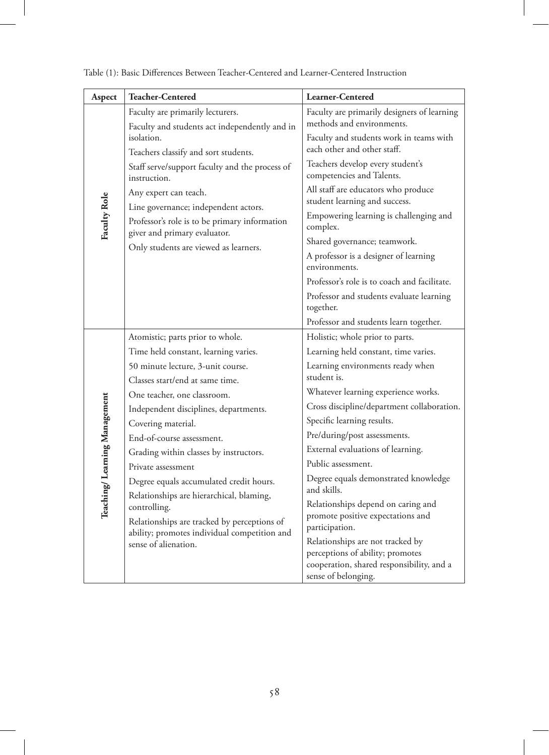Table (1): Basic Differences Between Teacher-Centered and Learner-Centered Instruction

| Aspect | Teacher-Centered | Learner-Centered |
|---|---|---|
| Faculty Role | Faculty are primarily lecturers. | Faculty are primarily designers of learning methods and environments. |
| | Faculty and students act independently and in isolation. | Faculty and students work in teams with each other and other staff. |
| | Teachers classify and sort students. | Teachers develop every student's competencies and Talents. |
| | Staff serve/support faculty and the process of instruction. | All staff are educators who produce student learning and success. |
| | Any expert can teach. | Empowering learning is challenging and complex. |
| | Line governance; independent actors. | Shared governance; teamwork. |
| | Professor's role is to be primary information giver and primary evaluator. | A professor is a designer of learning environments. |
| | Only students are viewed as learners. | Professor's role is to coach and facilitate. |
| | | Professor and students evaluate learning together. |
| | | Professor and students learn together. |
| Teaching/ Learning Management | Atomistic; parts prior to whole. | Holistic; whole prior to parts. |
| | Time held constant, learning varies. | Learning held constant, time varies. |
| | 50 minute lecture, 3-unit course. | Learning environments ready when student is. |
| | Classes start/end at same time. | Whatever learning experience works. |
| | One teacher, one classroom. | Cross discipline/department collaboration. |
| | Independent disciplines, departments. | Specific learning results. |
| | Covering material. | Pre/during/post assessments. |
| | End-of-course assessment. | External evaluations of learning. |
| | Grading within classes by instructors. | Public assessment. |
| | Private assessment | Degree equals demonstrated knowledge and skills. |
| | Degree equals accumulated credit hours. | Relationships depend on caring and promote positive expectations and participation. |
| | Relationships are hierarchical, blaming, controlling. | Relationships are not tracked by perceptions of ability; promotes cooperation, shared responsibility, and a sense of belonging. |
| | Relationships are tracked by perceptions of ability; promotes individual competition and sense of alienation. | |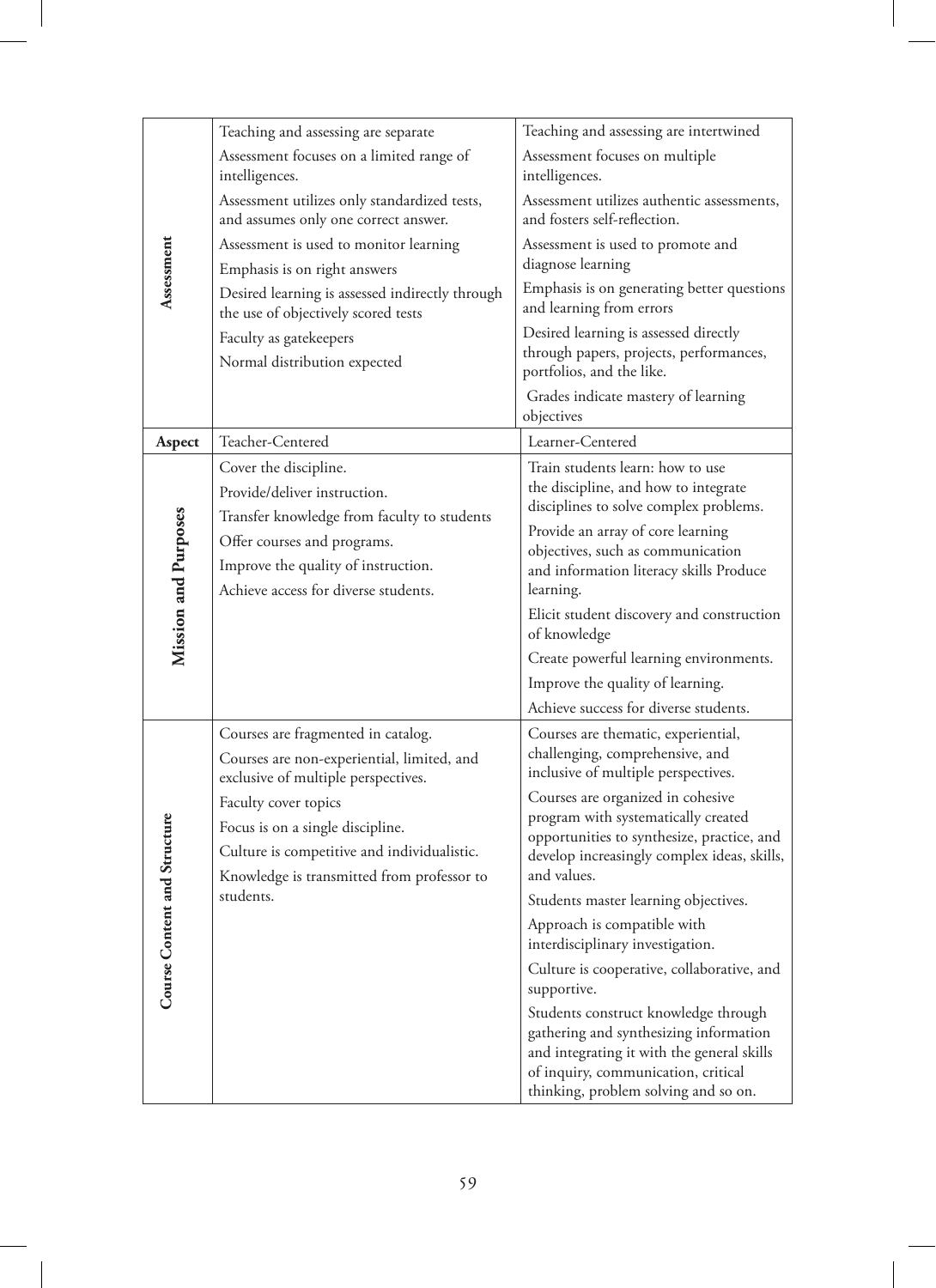| | | |
|---|---|---|
| **Assessment** | Teaching and assessing are separate<br>Assessment focuses on a limited range of intelligences.<br>Assessment utilizes only standardized tests, and assumes only one correct answer.<br>Assessment is used to monitor learning<br>Emphasis is on right answers<br>Desired learning is assessed indirectly through the use of objectively scored tests<br>Faculty as gatekeepers<br>Normal distribution expected | Teaching and assessing are intertwined<br>Assessment focuses on multiple intelligences.<br>Assessment utilizes authentic assessments, and fosters self-reflection.<br>Assessment is used to promote and diagnose learning<br>Emphasis is on generating better questions and learning from errors<br>Desired learning is assessed directly through papers, projects, performances, portfolios, and the like.<br>Grades indicate mastery of learning objectives |
| **Aspect** | Teacher-Centered | Learner-Centered |
| **Mission and Purposes** | Cover the discipline.<br>Provide/deliver instruction.<br>Transfer knowledge from faculty to students<br>Offer courses and programs.<br>Improve the quality of instruction.<br>Achieve access for diverse students. | Train students learn: how to use the discipline, and how to integrate disciplines to solve complex problems.<br>Provide an array of core learning objectives, such as communication and information literacy skills Produce learning.<br>Elicit student discovery and construction of knowledge<br>Create powerful learning environments.<br>Improve the quality of learning.<br>Achieve success for diverse students. |
| **Course Content and Structure** | Courses are fragmented in catalog.<br>Courses are non-experiential, limited, and exclusive of multiple perspectives.<br>Faculty cover topics<br>Focus is on a single discipline.<br>Culture is competitive and individualistic.<br>Knowledge is transmitted from professor to students. | Courses are thematic, experiential, challenging, comprehensive, and inclusive of multiple perspectives.<br>Courses are organized in cohesive program with systematically created opportunities to synthesize, practice, and develop increasingly complex ideas, skills, and values.<br>Students master learning objectives.<br>Approach is compatible with interdisciplinary investigation.<br>Culture is cooperative, collaborative, and supportive.<br>Students construct knowledge through gathering and synthesizing information and integrating it with the general skills of inquiry, communication, critical thinking, problem solving and so on. |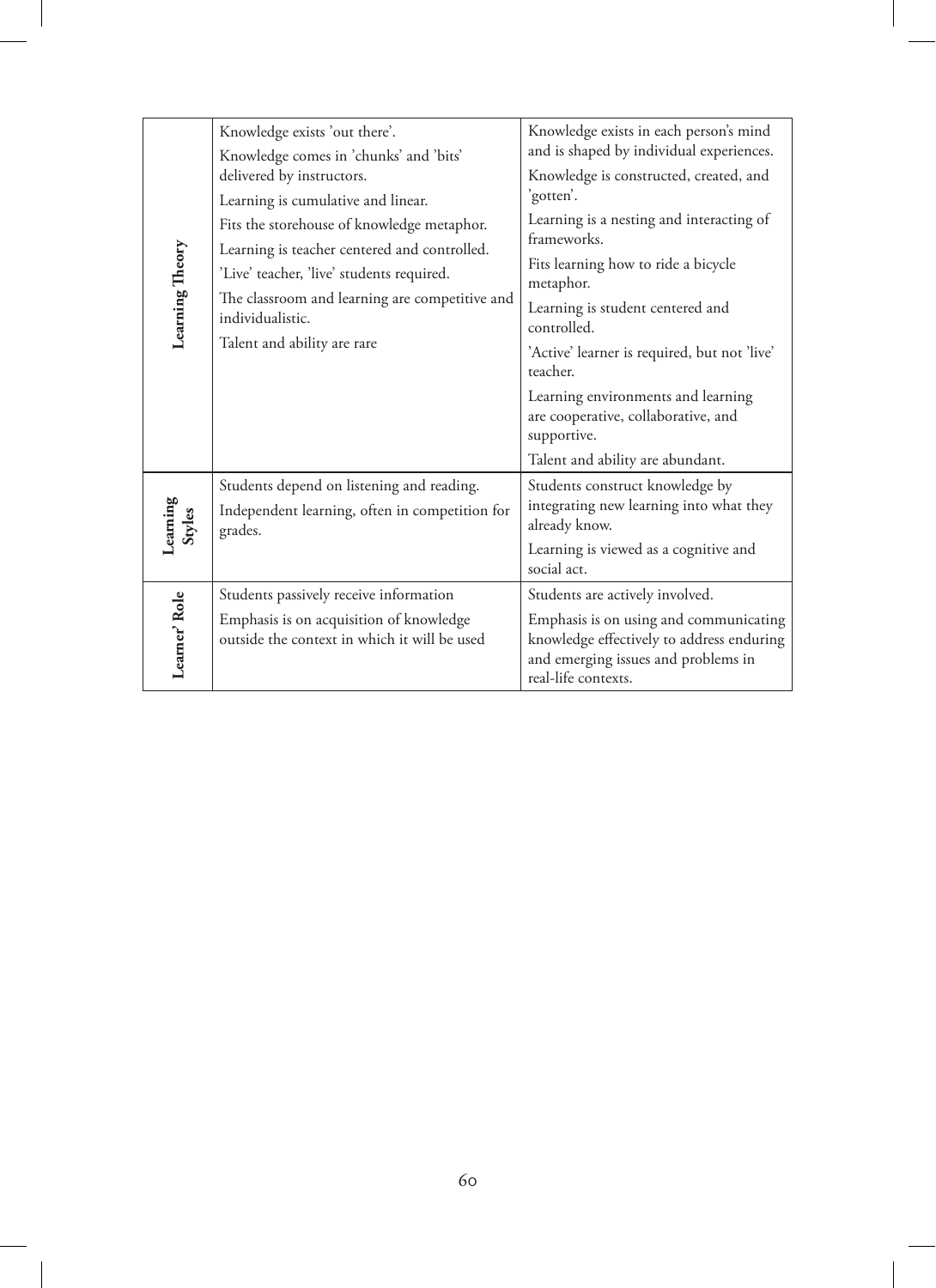| | | |
|---|---|---|
| **Learning Theory** | Knowledge exists 'out there'.<br>Knowledge comes in 'chunks' and 'bits' delivered by instructors.<br>Learning is cumulative and linear.<br>Fits the storehouse of knowledge metaphor.<br>Learning is teacher centered and controlled.<br>'Live' teacher, 'live' students required.<br>The classroom and learning are competitive and individualistic.<br>Talent and ability are rare | Knowledge exists in each person's mind and is shaped by individual experiences.<br>Knowledge is constructed, created, and 'gotten'.<br>Learning is a nesting and interacting of frameworks.<br>Fits learning how to ride a bicycle metaphor.<br>Learning is student centered and controlled.<br>'Active' learner is required, but not 'live' teacher.<br>Learning environments and learning are cooperative, collaborative, and supportive.<br>Talent and ability are abundant. |
| **Learning Styles** | Students depend on listening and reading.<br>Independent learning, often in competition for grades. | Students construct knowledge by integrating new learning into what they already know.<br>Learning is viewed as a cognitive and social act. |
| **Learner' Role** | Students passively receive information<br>Emphasis is on acquisition of knowledge outside the context in which it will be used | Students are actively involved.<br>Emphasis is on using and communicating knowledge effectively to address enduring and emerging issues and problems in real-life contexts. |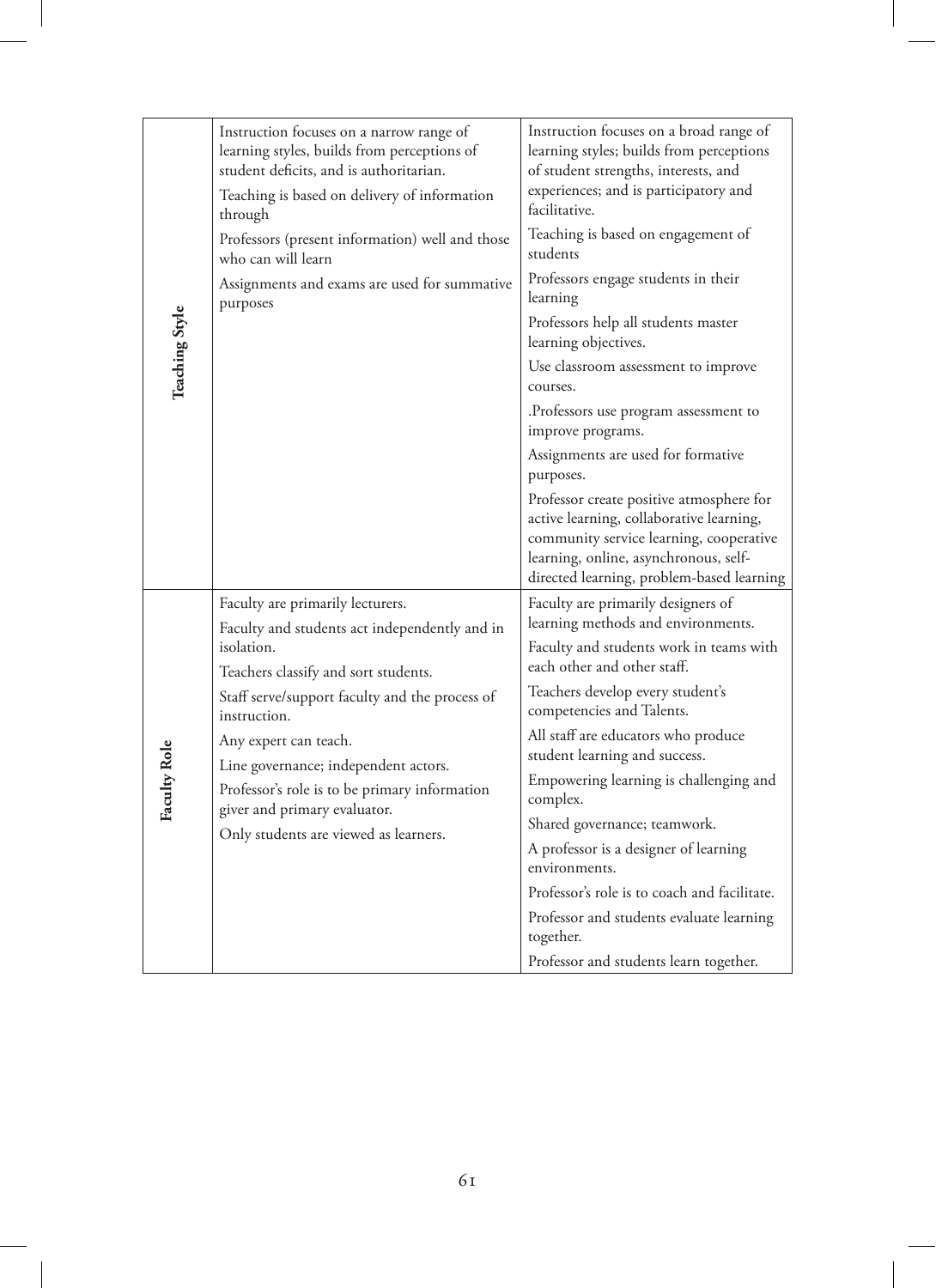| | | |
|---|---|---|
| **Teaching Style** | Instruction focuses on a narrow range of learning styles, builds from perceptions of student deficits, and is authoritarian.<br>Teaching is based on delivery of information through<br>Professors (present information) well and those who can will learn<br>Assignments and exams are used for summative purposes | Instruction focuses on a broad range of learning styles; builds from perceptions of student strengths, interests, and experiences; and is participatory and facilitative.<br>Teaching is based on engagement of students<br>Professors engage students in their learning<br>Professors help all students master learning objectives.<br>Use classroom assessment to improve courses.<br>.Professors use program assessment to improve programs.<br>Assignments are used for formative purposes.<br>Professor create positive atmosphere for active learning, collaborative learning, community service learning, cooperative learning, online, asynchronous, self-directed learning, problem-based learning |
| **Faculty Role** | Faculty are primarily lecturers.<br>Faculty and students act independently and in isolation.<br>Teachers classify and sort students.<br>Staff serve/support faculty and the process of instruction.<br>Any expert can teach.<br>Line governance; independent actors.<br>Professor's role is to be primary information giver and primary evaluator.<br>Only students are viewed as learners. | Faculty are primarily designers of learning methods and environments.<br>Faculty and students work in teams with each other and other staff.<br>Teachers develop every student's competencies and Talents.<br>All staff are educators who produce student learning and success.<br>Empowering learning is challenging and complex.<br>Shared governance; teamwork.<br>A professor is a designer of learning environments.<br>Professor's role is to coach and facilitate.<br>Professor and students evaluate learning together.<br>Professor and students learn together. |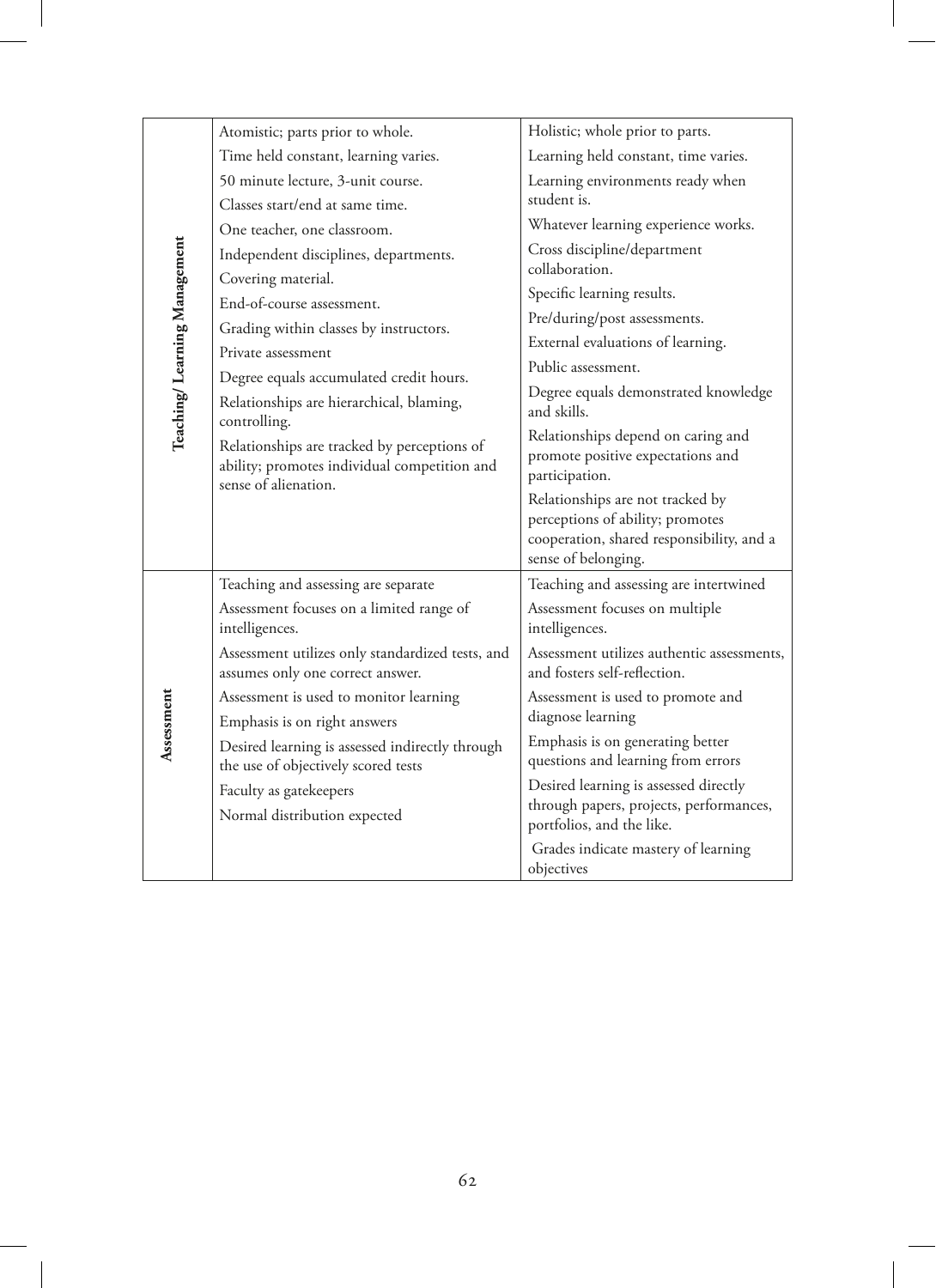| | | |
|---|---|---|
| **Teaching/ Learning Management** | Atomistic; parts prior to whole.<br>Time held constant, learning varies.<br>50 minute lecture, 3-unit course.<br>Classes start/end at same time.<br>One teacher, one classroom.<br>Independent disciplines, departments.<br>Covering material.<br>End-of-course assessment.<br>Grading within classes by instructors.<br>Private assessment<br>Degree equals accumulated credit hours.<br>Relationships are hierarchical, blaming, controlling.<br>Relationships are tracked by perceptions of ability; promotes individual competition and sense of alienation. | Holistic; whole prior to parts.<br>Learning held constant, time varies.<br>Learning environments ready when student is.<br>Whatever learning experience works.<br>Cross discipline/department collaboration.<br>Specific learning results.<br>Pre/during/post assessments.<br>External evaluations of learning.<br>Public assessment.<br>Degree equals demonstrated knowledge and skills.<br>Relationships depend on caring and promote positive expectations and participation.<br>Relationships are not tracked by perceptions of ability; promotes cooperation, shared responsibility, and a sense of belonging. |
| **Assessment** | Teaching and assessing are separate<br>Assessment focuses on a limited range of intelligences.<br>Assessment utilizes only standardized tests, and assumes only one correct answer.<br>Assessment is used to monitor learning<br>Emphasis is on right answers<br>Desired learning is assessed indirectly through the use of objectively scored tests<br>Faculty as gatekeepers<br>Normal distribution expected | Teaching and assessing are intertwined<br>Assessment focuses on multiple intelligences.<br>Assessment utilizes authentic assessments, and fosters self-reflection.<br>Assessment is used to promote and diagnose learning<br>Emphasis is on generating better questions and learning from errors<br>Desired learning is assessed directly through papers, projects, performances, portfolios, and the like.<br>Grades indicate mastery of learning objectives |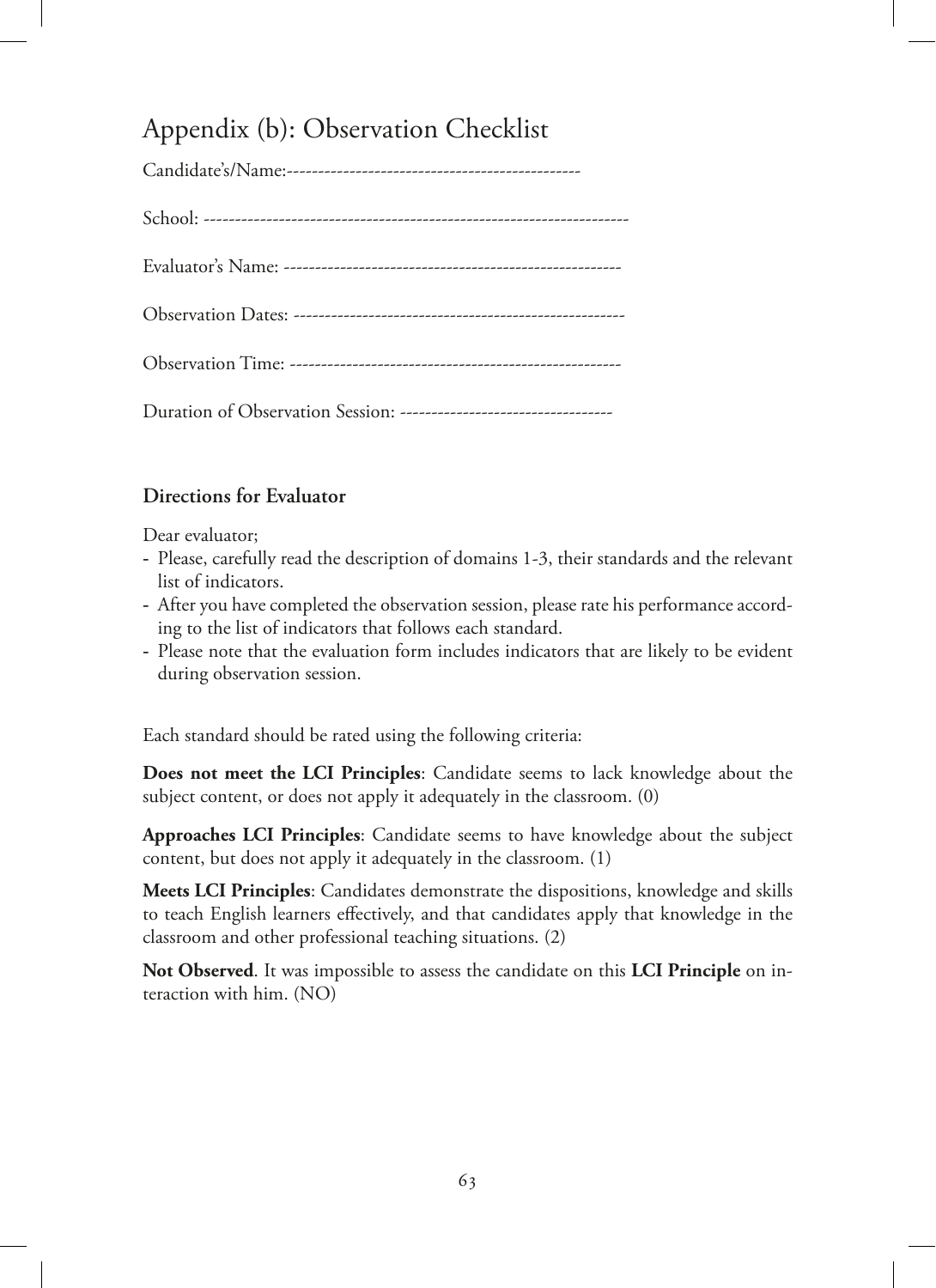# Appendix (b): Observation Checklist

Candidate's/Name:----------------------------------------------

School: -------------------------------------------------------------------

Evaluator's Name: -----------------------------------------------------

Observation Dates: ----------------------------------------------------

Observation Time: ----------------------------------------------------

Duration of Observation Session: ---------------------------------

**Directions for Evaluator**

Dear evaluator;

- Please, carefully read the description of domains 1-3, their standards and the relevant list of indicators.
- After you have completed the observation session, please rate his performance according to the list of indicators that follows each standard.
- Please note that the evaluation form includes indicators that are likely to be evident during observation session.

Each standard should be rated using the following criteria:

**Does not meet the LCI Principles**: Candidate seems to lack knowledge about the subject content, or does not apply it adequately in the classroom. (0)

**Approaches LCI Principles**: Candidate seems to have knowledge about the subject content, but does not apply it adequately in the classroom. (1)

**Meets LCI Principles**: Candidates demonstrate the dispositions, knowledge and skills to teach English learners effectively, and that candidates apply that knowledge in the classroom and other professional teaching situations. (2)

**Not Observed**. It was impossible to assess the candidate on this **LCI Principle** on interaction with him. (NO)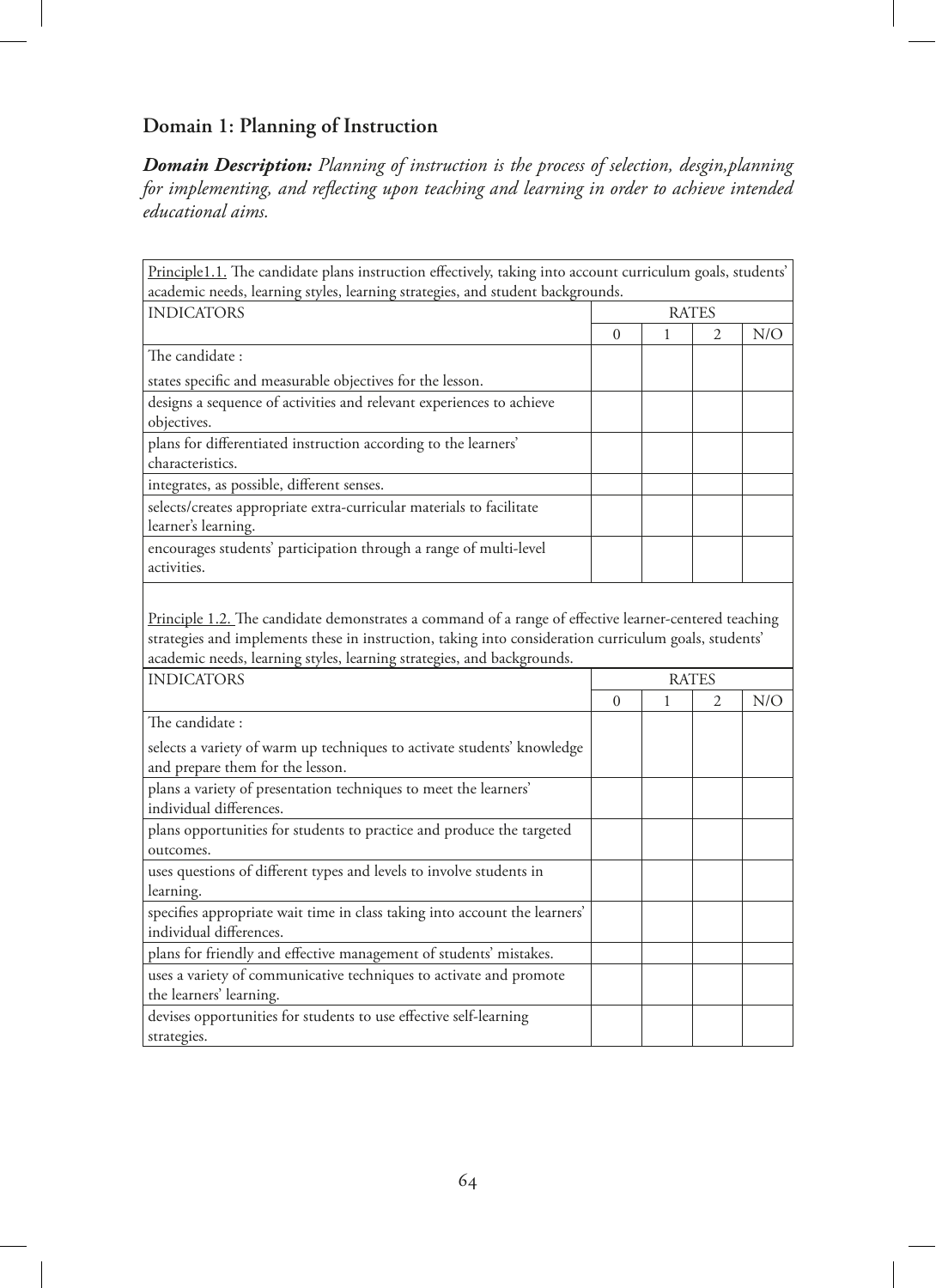## Domain 1: Planning of Instruction

***Domain Description:*** *Planning of instruction is the process of selection, desgin,planning for implementing, and reflecting upon teaching and learning in order to achieve intended educational aims.*

<u>Principle1.1.</u> The candidate plans instruction effectively, taking into account curriculum goals, students' academic needs, learning styles, learning strategies, and student backgrounds.

| INDICATORS | RATES | | | |
|---|---|---|---|---|
| | 0 | 1 | 2 | N/O |
| The candidate :<br>states specific and measurable objectives for the lesson. | | | | |
| designs a sequence of activities and relevant experiences to achieve objectives. | | | | |
| plans for differentiated instruction according to the learners' characteristics. | | | | |
| integrates, as possible, different senses. | | | | |
| selects/creates appropriate extra-curricular materials to facilitate learner's learning. | | | | |
| encourages students' participation through a range of multi-level activities. | | | | |

<u>Principle 1.2.</u> The candidate demonstrates a command of a range of effective learner-centered teaching strategies and implements these in instruction, taking into consideration curriculum goals, students' academic needs, learning styles, learning strategies, and backgrounds.

| INDICATORS | RATES | | | |
|---|---|---|---|---|
| | 0 | 1 | 2 | N/O |
| The candidate :<br>selects a variety of warm up techniques to activate students' knowledge and prepare them for the lesson. | | | | |
| plans a variety of presentation techniques to meet the learners' individual differences. | | | | |
| plans opportunities for students to practice and produce the targeted outcomes. | | | | |
| uses questions of different types and levels to involve students in learning. | | | | |
| specifies appropriate wait time in class taking into account the learners' individual differences. | | | | |
| plans for friendly and effective management of students' mistakes. | | | | |
| uses a variety of communicative techniques to activate and promote the learners' learning. | | | | |
| devises opportunities for students to use effective self-learning strategies. | | | | |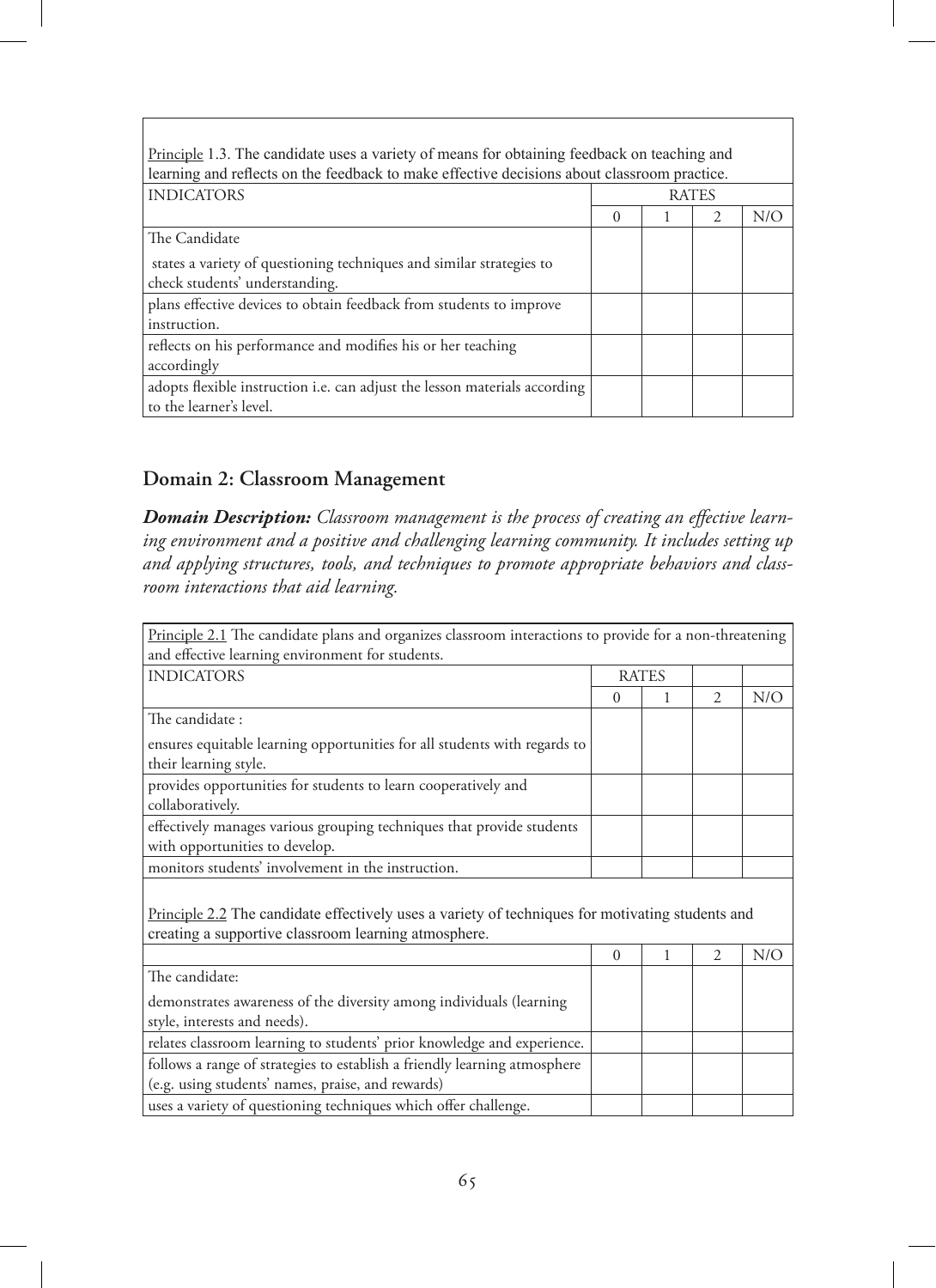<u>Principle</u> 1.3. The candidate uses a variety of means for obtaining feedback on teaching and learning and reflects on the feedback to make effective decisions about classroom practice.

| INDICATORS | RATES | | | |
|---|---|---|---|---|
| | 0 | 1 | 2 | N/O |
| The Candidate | | | | |
| states a variety of questioning techniques and similar strategies to check students' understanding. | | | | |
| plans effective devices to obtain feedback from students to improve instruction. | | | | |
| reflects on his performance and modifies his or her teaching accordingly | | | | |
| adopts flexible instruction i.e. can adjust the lesson materials according to the learner's level. | | | | |

## Domain 2: Classroom Management

***Domain Description:*** *Classroom management is the process of creating an effective learning environment and a positive and challenging learning community. It includes setting up and applying structures, tools, and techniques to promote appropriate behaviors and classroom interactions that aid learning.*

<u>Principle 2.1</u> The candidate plans and organizes classroom interactions to provide for a non-threatening and effective learning environment for students.

| INDICATORS | RATES | | | |
|---|---|---|---|---|
| | 0 | 1 | 2 | N/O |
| The candidate : | | | | |
| ensures equitable learning opportunities for all students with regards to their learning style. | | | | |
| provides opportunities for students to learn cooperatively and collaboratively. | | | | |
| effectively manages various grouping techniques that provide students with opportunities to develop. | | | | |
| monitors students' involvement in the instruction. | | | | |

<u>Principle 2.2</u> The candidate effectively uses a variety of techniques for motivating students and creating a supportive classroom learning atmosphere.

| | 0 | 1 | 2 | N/O |
|---|---|---|---|---|
| The candidate: | | | | |
| demonstrates awareness of the diversity among individuals (learning style, interests and needs). | | | | |
| relates classroom learning to students' prior knowledge and experience. | | | | |
| follows a range of strategies to establish a friendly learning atmosphere (e.g. using students' names, praise, and rewards) | | | | |
| uses a variety of questioning techniques which offer challenge. | | | | |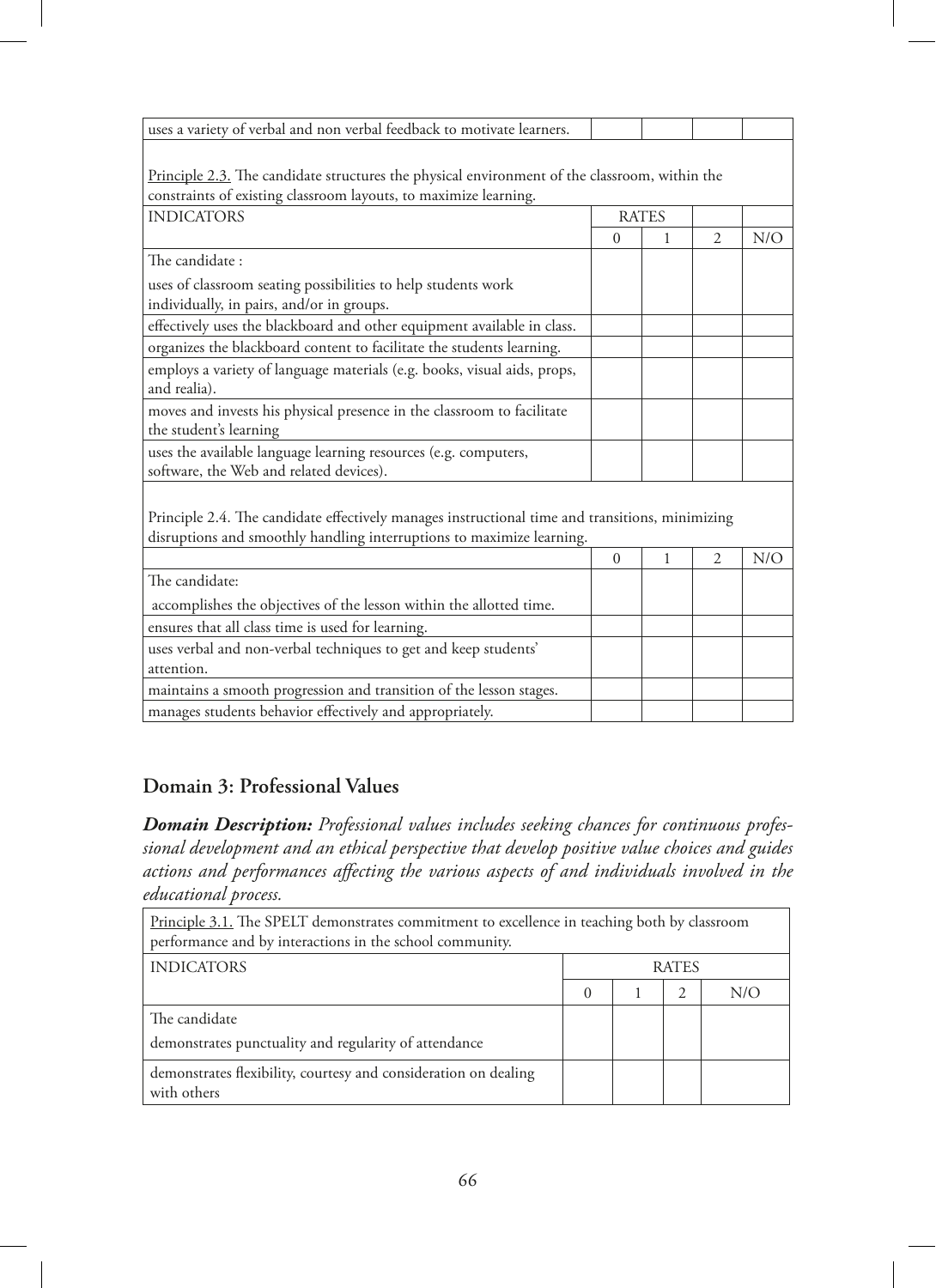| | | | | |
|---|---|---|---|---|
| uses a variety of verbal and non verbal feedback to motivate learners. | | | | |

Principle 2.3. The candidate structures the physical environment of the classroom, within the constraints of existing classroom layouts, to maximize learning.

| INDICATORS | RATES | | | |
|---|---|---|---|---|
| | 0 | 1 | 2 | N/O |
| The candidate :<br>uses of classroom seating possibilities to help students work individually, in pairs, and/or in groups. | | | | |
| effectively uses the blackboard and other equipment available in class. | | | | |
| organizes the blackboard content to facilitate the students learning. | | | | |
| employs a variety of language materials (e.g. books, visual aids, props, and realia). | | | | |
| moves and invests his physical presence in the classroom to facilitate the student's learning | | | | |
| uses the available language learning resources (e.g. computers, software, the Web and related devices). | | | | |

Principle 2.4. The candidate effectively manages instructional time and transitions, minimizing disruptions and smoothly handling interruptions to maximize learning.

| | 0 | 1 | 2 | N/O |
|---|---|---|---|---|
| The candidate:<br>accomplishes the objectives of the lesson within the allotted time. | | | | |
| ensures that all class time is used for learning. | | | | |
| uses verbal and non-verbal techniques to get and keep students' attention. | | | | |
| maintains a smooth progression and transition of the lesson stages. | | | | |
| manages students behavior effectively and appropriately. | | | | |

## Domain 3: Professional Values

***Domain Description:*** *Professional values includes seeking chances for continuous professional development and an ethical perspective that develop positive value choices and guides actions and performances affecting the various aspects of and individuals involved in the educational process.*

Principle 3.1. The SPELT demonstrates commitment to excellence in teaching both by classroom performance and by interactions in the school community.

| INDICATORS | RATES | | | |
|---|---|---|---|---|
| | 0 | 1 | 2 | N/O |
| The candidate<br>demonstrates punctuality and regularity of attendance | | | | |
| demonstrates flexibility, courtesy and consideration on dealing with others | | | | |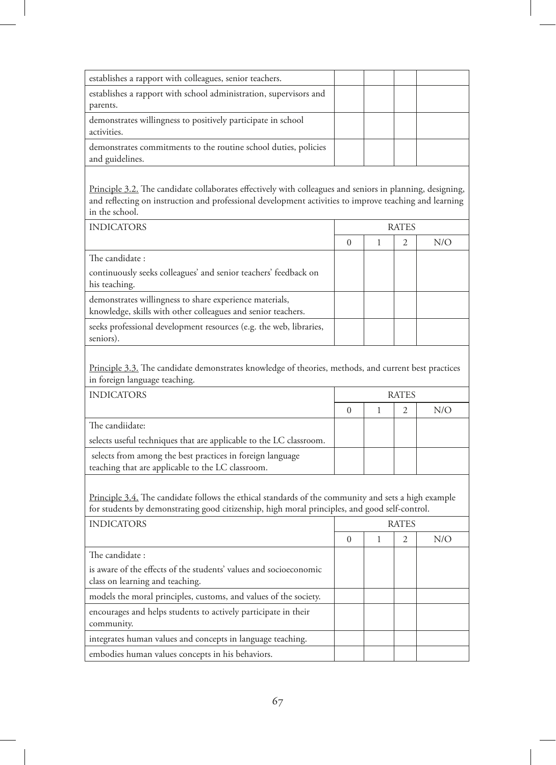| | | | | |
|---|---|---|---|---|
| establishes a rapport with colleagues, senior teachers. | | | | |
| establishes a rapport with school administration, supervisors and parents. | | | | |
| demonstrates willingness to positively participate in school activities. | | | | |
| demonstrates commitments to the routine school duties, policies and guidelines. | | | | |

Principle 3.2. The candidate collaborates effectively with colleagues and seniors in planning, designing, and reflecting on instruction and professional development activities to improve teaching and learning in the school.

| INDICATORS | RATES | | | |
|---|---|---|---|---|
| | 0 | 1 | 2 | N/O |
| The candidate : continuously seeks colleagues' and senior teachers' feedback on his teaching. | | | | |
| demonstrates willingness to share experience materials, knowledge, skills with other colleagues and senior teachers. | | | | |
| seeks professional development resources (e.g. the web, libraries, seniors). | | | | |

Principle 3.3. The candidate demonstrates knowledge of theories, methods, and current best practices in foreign language teaching.

| INDICATORS | RATES | | | |
|---|---|---|---|---|
| | 0 | 1 | 2 | N/O |
| The candiidate: selects useful techniques that are applicable to the LC classroom. | | | | |
| selects from among the best practices in foreign language teaching that are applicable to the LC classroom. | | | | |

Principle 3.4. The candidate follows the ethical standards of the community and sets a high example for students by demonstrating good citizenship, high moral principles, and good self-control.

| INDICATORS | RATES | | | |
|---|---|---|---|---|
| | 0 | 1 | 2 | N/O |
| The candidate : is aware of the effects of the students' values and socioeconomic class on learning and teaching. | | | | |
| models the moral principles, customs, and values of the society. | | | | |
| encourages and helps students to actively participate in their community. | | | | |
| integrates human values and concepts in language teaching. | | | | |
| embodies human values concepts in his behaviors. | | | | |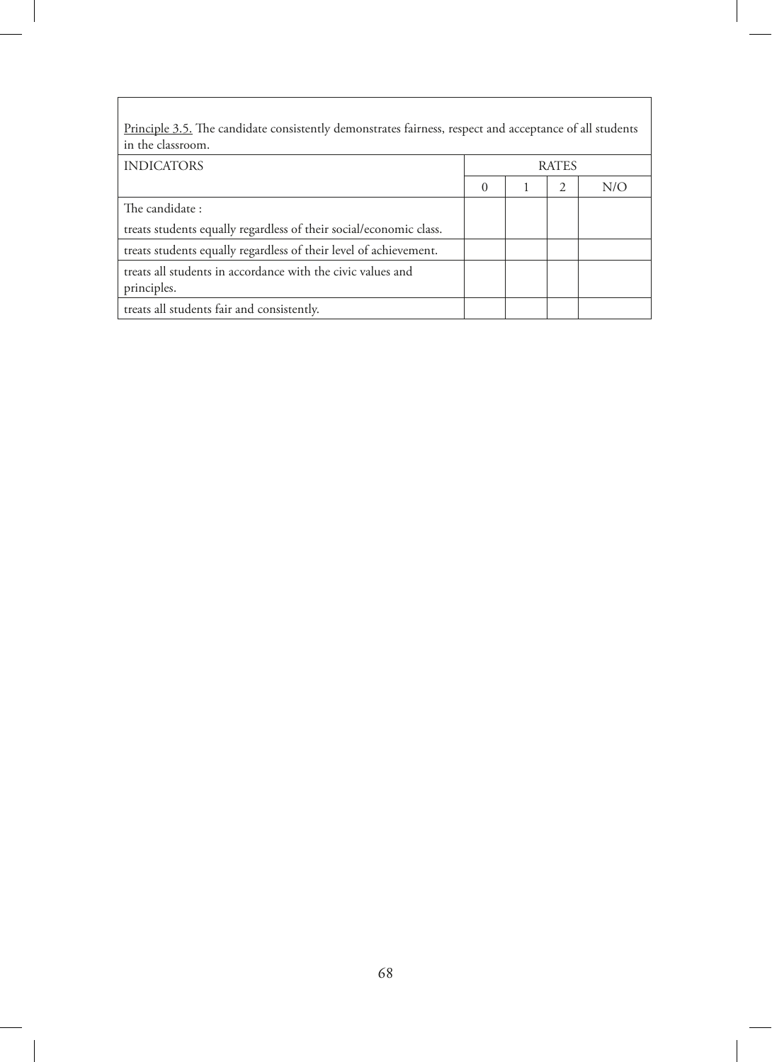<u>Principle 3.5.</u> The candidate consistently demonstrates fairness, respect and acceptance of all students in the classroom.

| INDICATORS | RATES | | | |
|---|---|---|---|---|
| | 0 | 1 | 2 | N/O |
| The candidate :<br>treats students equally regardless of their social/economic class. | | | | |
| treats students equally regardless of their level of achievement. | | | | |
| treats all students in accordance with the civic values and principles. | | | | |
| treats all students fair and consistently. | | | | |